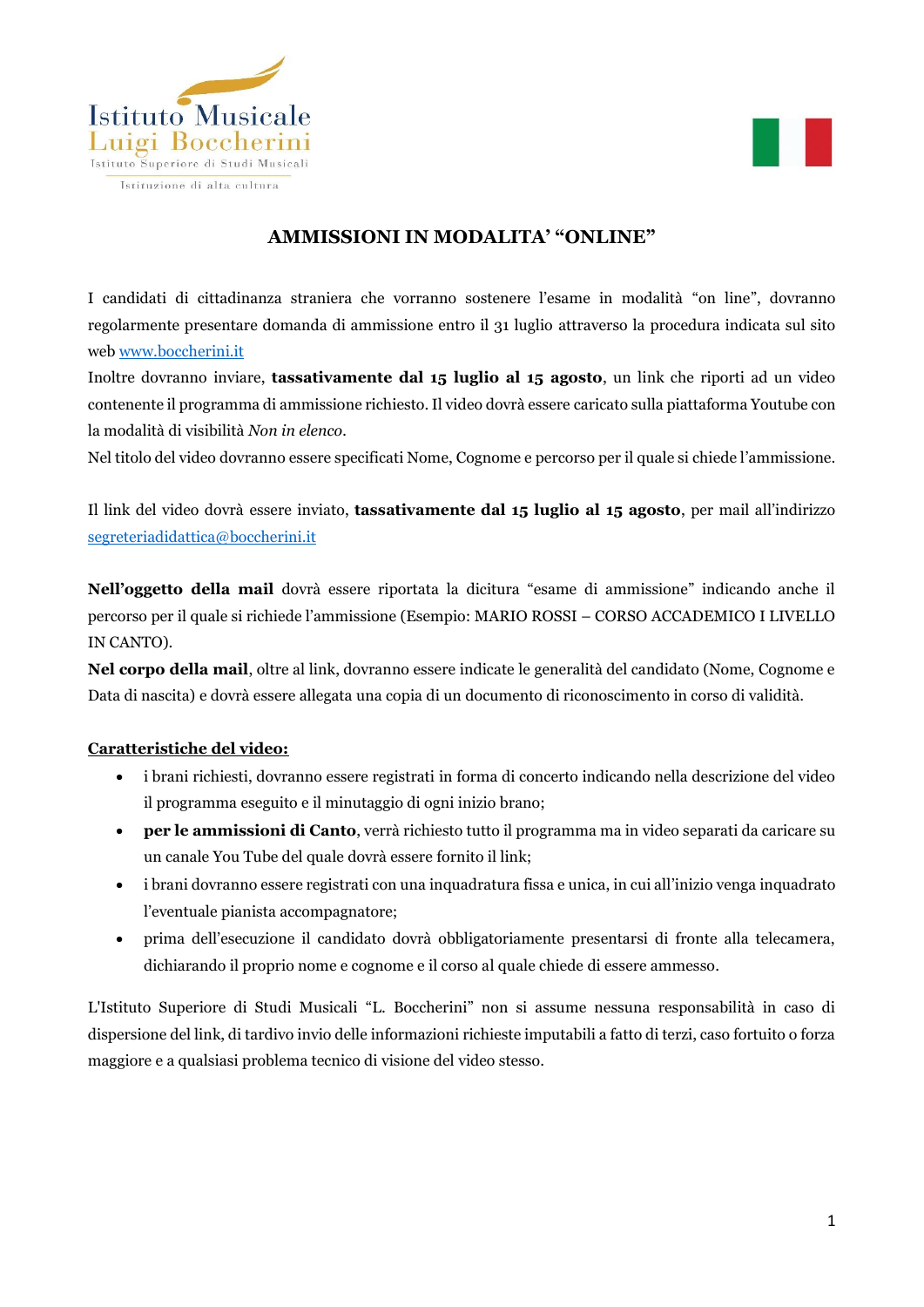Istituto Musicale
Luigi Boccherini
Istituto Superiore di Studi Musicali
Istituzione di alta cultura

## AMMISSIONI IN MODALITA' "ONLINE"

I candidati di cittadinanza straniera che vorranno sostenere l'esame in modalità "on line", dovranno regolarmente presentare domanda di ammissione entro il 31 luglio attraverso la procedura indicata sul sito web www.boccherini.it

Inoltre dovranno inviare, **tassativamente dal 15 luglio al 15 agosto**, un link che riporti ad un video contenente il programma di ammissione richiesto. Il video dovrà essere caricato sulla piattaforma Youtube con la modalità di visibilità *Non in elenco*.

Nel titolo del video dovranno essere specificati Nome, Cognome e percorso per il quale si chiede l'ammissione.

Il link del video dovrà essere inviato, **tassativamente dal 15 luglio al 15 agosto**, per mail all'indirizzo segreteriadidattica@boccherini.it

**Nell'oggetto della mail** dovrà essere riportata la dicitura "esame di ammissione" indicando anche il percorso per il quale si richiede l'ammissione (Esempio: MARIO ROSSI – CORSO ACCADEMICO I LIVELLO IN CANTO).

**Nel corpo della mail**, oltre al link, dovranno essere indicate le generalità del candidato (Nome, Cognome e Data di nascita) e dovrà essere allegata una copia di un documento di riconoscimento in corso di validità.

**Caratteristiche del video:**

- i brani richiesti, dovranno essere registrati in forma di concerto indicando nella descrizione del video il programma eseguito e il minutaggio di ogni inizio brano;
- **per le ammissioni di Canto**, verrà richiesto tutto il programma ma in video separati da caricare su un canale You Tube del quale dovrà essere fornito il link;
- i brani dovranno essere registrati con una inquadratura fissa e unica, in cui all'inizio venga inquadrato l'eventuale pianista accompagnatore;
- prima dell'esecuzione il candidato dovrà obbligatoriamente presentarsi di fronte alla telecamera, dichiarando il proprio nome e cognome e il corso al quale chiede di essere ammesso.

L'Istituto Superiore di Studi Musicali "L. Boccherini" non si assume nessuna responsabilità in caso di dispersione del link, di tardivo invio delle informazioni richieste imputabili a fatto di terzi, caso fortuito o forza maggiore e a qualsiasi problema tecnico di visione del video stesso.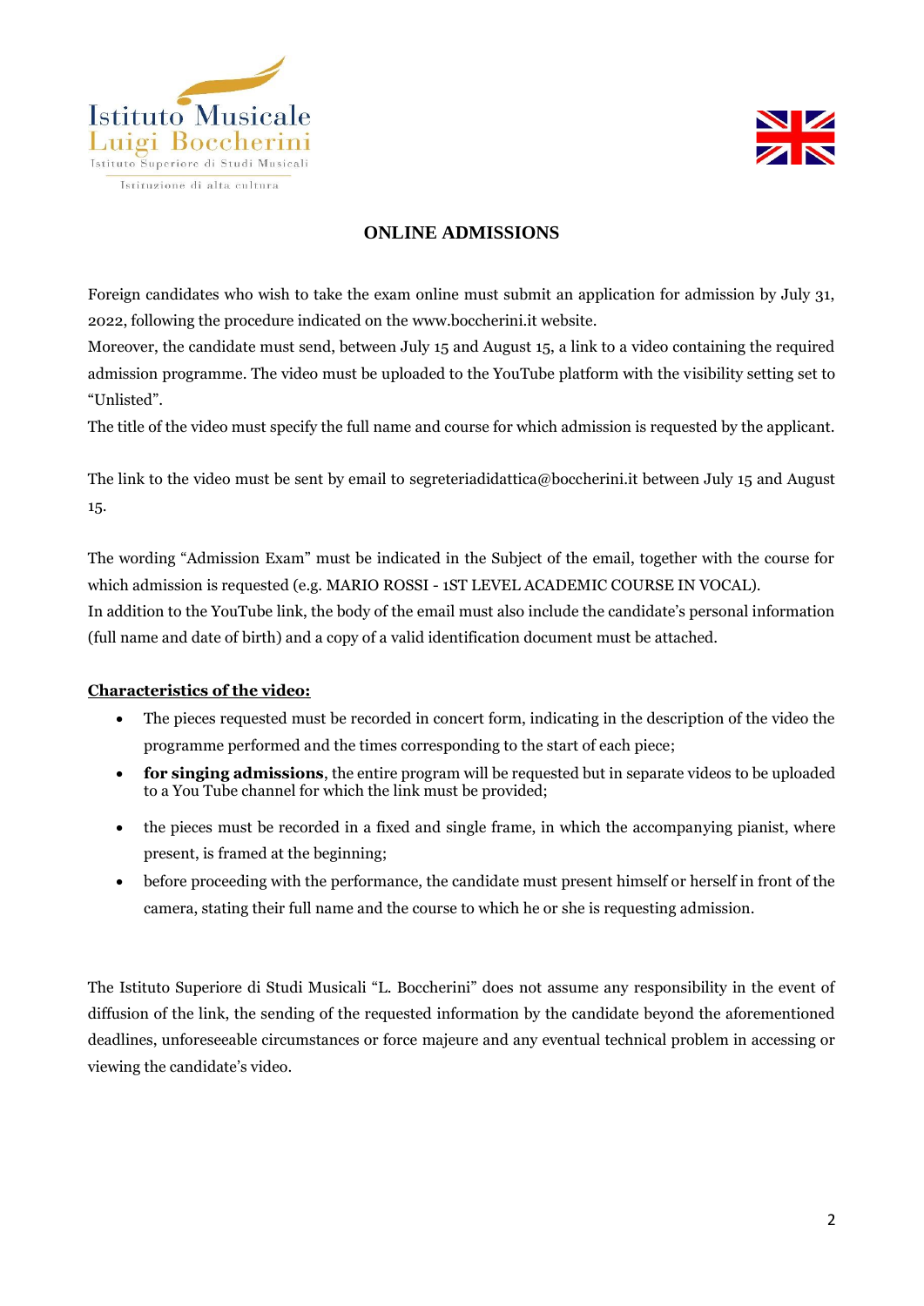## ONLINE ADMISSIONS

Foreign candidates who wish to take the exam online must submit an application for admission by July 31, 2022, following the procedure indicated on the www.boccherini.it website.
Moreover, the candidate must send, between July 15 and August 15, a link to a video containing the required admission programme. The video must be uploaded to the YouTube platform with the visibility setting set to "Unlisted".
The title of the video must specify the full name and course for which admission is requested by the applicant.

The link to the video must be sent by email to segreteriadidattica@boccherini.it between July 15 and August 15.

The wording "Admission Exam" must be indicated in the Subject of the email, together with the course for which admission is requested (e.g. MARIO ROSSI - 1ST LEVEL ACADEMIC COURSE IN VOCAL).
In addition to the YouTube link, the body of the email must also include the candidate's personal information (full name and date of birth) and a copy of a valid identification document must be attached.

**Characteristics of the video:**

- The pieces requested must be recorded in concert form, indicating in the description of the video the programme performed and the times corresponding to the start of each piece;
- **for singing admissions**, the entire program will be requested but in separate videos to be uploaded to a You Tube channel for which the link must be provided;
- the pieces must be recorded in a fixed and single frame, in which the accompanying pianist, where present, is framed at the beginning;
- before proceeding with the performance, the candidate must present himself or herself in front of the camera, stating their full name and the course to which he or she is requesting admission.

The Istituto Superiore di Studi Musicali "L. Boccherini" does not assume any responsibility in the event of diffusion of the link, the sending of the requested information by the candidate beyond the aforementioned deadlines, unforeseeable circumstances or force majeure and any eventual technical problem in accessing or viewing the candidate's video.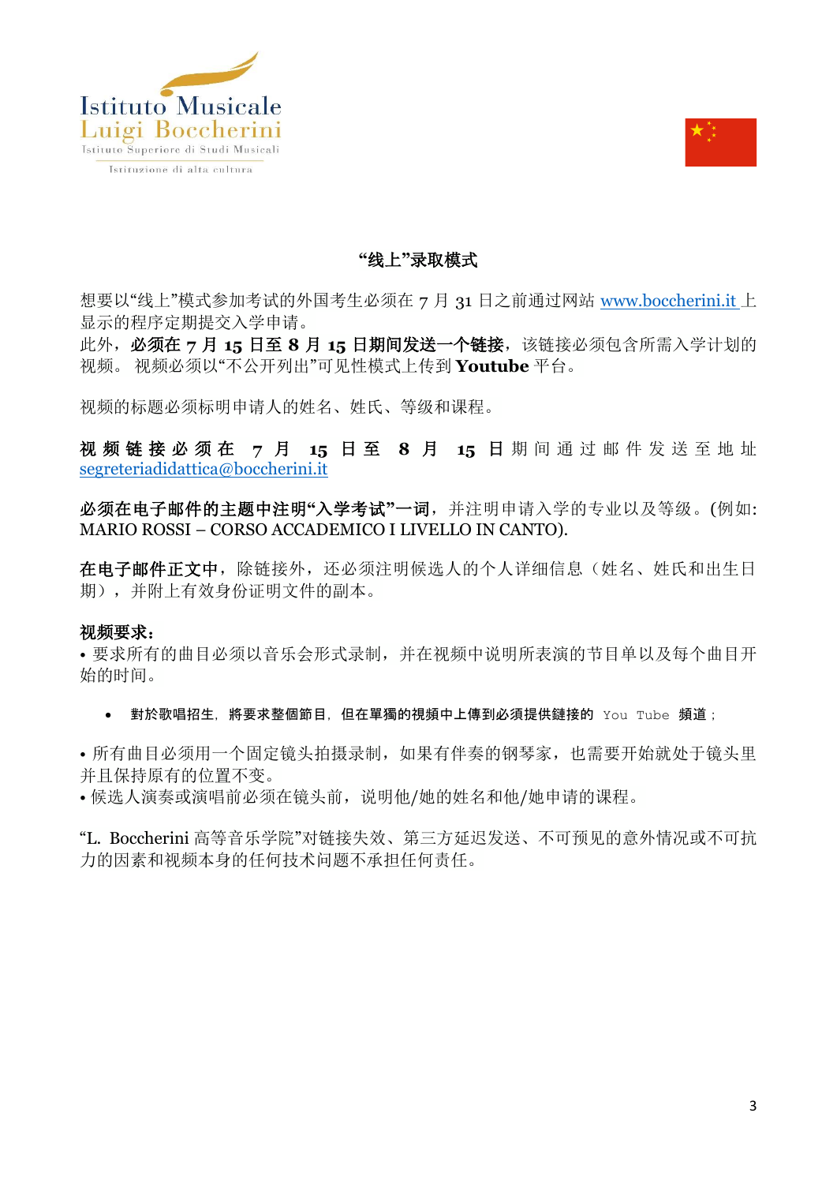Istituto Musicale
Luigi Boccherini
Istituto Superiore di Studi Musicali
Istituzione di alta cultura

## "线上"录取模式

想要以"线上"模式参加考试的外国考生必须在 7 月 31 日之前通过网站 www.boccherini.it 上显示的程序定期提交入学申请。
此外，**必须在 7 月 15 日至 8 月 15 日期间发送一个链接**，该链接必须包含所需入学计划的视频。 视频必须以"不公开列出"可见性模式上传到 **Youtube** 平台。

视频的标题必须标明申请人的姓名、姓氏、等级和课程。

**视频链接必须在 7 月 15 日至 8 月 15 日**期间通过邮件发送至地址 segreteriadidattica@boccherini.it

**必须在电子邮件的主题中注明"入学考试"一词**，并注明申请入学的专业以及等级。(例如: MARIO ROSSI – CORSO ACCADEMICO I LIVELLO IN CANTO).

**在电子邮件正文中**，除链接外，还必须注明候选人的个人详细信息（姓名、姓氏和出生日期），并附上有效身份证明文件的副本。

**视频要求:**

• 要求所有的曲目必须以音乐会形式录制，并在视频中说明所表演的节目单以及每个曲目开始的时间。

- **對於歌唱招生，將要求整個節目，但在單獨的視頻中上傳到必須提供鏈接的** You Tube **頻道；**

• 所有曲目必须用一个固定镜头拍摄录制，如果有伴奏的钢琴家，也需要开始就处于镜头里并且保持原有的位置不变。
• 候选人演奏或演唱前必须在镜头前，说明他/她的姓名和他/她申请的课程。

"L. Boccherini 高等音乐学院"对链接失效、第三方延迟发送、不可预见的意外情况或不可抗力的因素和视频本身的任何技术问题不承担任何责任。